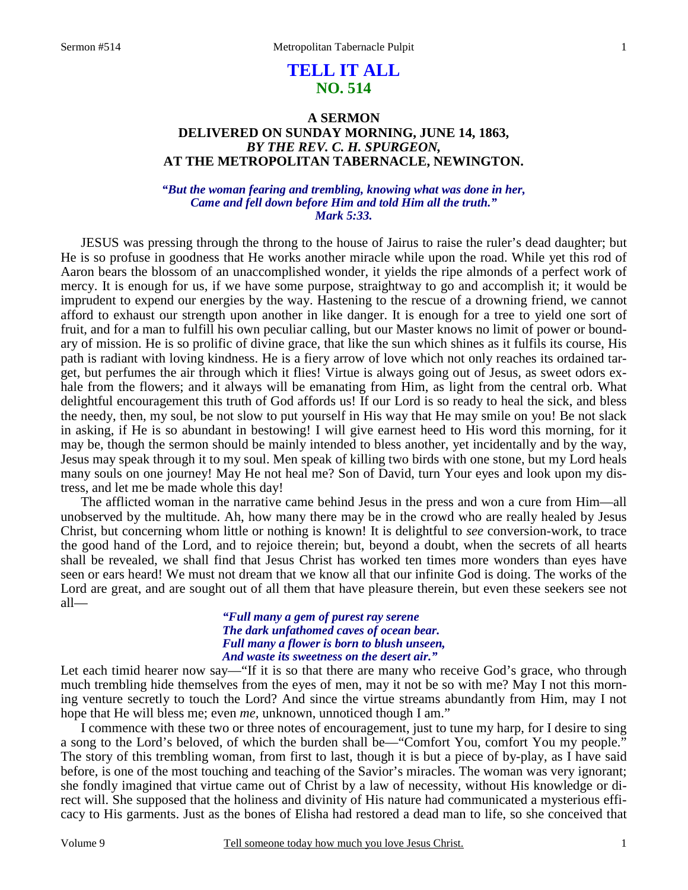# TELL IT ALL
## NO. 514

### A SERMON DELIVERED ON SUNDAY MORNING, JUNE 14, 1863, *BY THE REV. C. H. SPURGEON,* AT THE METROPOLITAN TABERNACLE, NEWINGTON.

*"But the woman fearing and trembling, knowing what was done in her, Came and fell down before Him and told Him all the truth." Mark 5:33.*

JESUS was pressing through the throng to the house of Jairus to raise the ruler's dead daughter; but He is so profuse in goodness that He works another miracle while upon the road. While yet this rod of Aaron bears the blossom of an unaccomplished wonder, it yields the ripe almonds of a perfect work of mercy. It is enough for us, if we have some purpose, straightway to go and accomplish it; it would be imprudent to expend our energies by the way. Hastening to the rescue of a drowning friend, we cannot afford to exhaust our strength upon another in like danger. It is enough for a tree to yield one sort of fruit, and for a man to fulfill his own peculiar calling, but our Master knows no limit of power or boundary of mission. He is so prolific of divine grace, that like the sun which shines as it fulfils its course, His path is radiant with loving kindness. He is a fiery arrow of love which not only reaches its ordained target, but perfumes the air through which it flies! Virtue is always going out of Jesus, as sweet odors exhale from the flowers; and it always will be emanating from Him, as light from the central orb. What delightful encouragement this truth of God affords us! If our Lord is so ready to heal the sick, and bless the needy, then, my soul, be not slow to put yourself in His way that He may smile on you! Be not slack in asking, if He is so abundant in bestowing! I will give earnest heed to His word this morning, for it may be, though the sermon should be mainly intended to bless another, yet incidentally and by the way, Jesus may speak through it to my soul. Men speak of killing two birds with one stone, but my Lord heals many souls on one journey! May He not heal me? Son of David, turn Your eyes and look upon my distress, and let me be made whole this day!

The afflicted woman in the narrative came behind Jesus in the press and won a cure from Him—all unobserved by the multitude. Ah, how many there may be in the crowd who are really healed by Jesus Christ, but concerning whom little or nothing is known! It is delightful to *see* conversion-work, to trace the good hand of the Lord, and to rejoice therein; but, beyond a doubt, when the secrets of all hearts shall be revealed, we shall find that Jesus Christ has worked ten times more wonders than eyes have seen or ears heard! We must not dream that we know all that our infinite God is doing. The works of the Lord are great, and are sought out of all them that have pleasure therein, but even these seekers see not all—

*"Full many a gem of purest ray serene*
*The dark unfathomed caves of ocean bear.*
*Full many a flower is born to blush unseen,*
*And waste its sweetness on the desert air."*

Let each timid hearer now say—"If it is so that there are many who receive God's grace, who through much trembling hide themselves from the eyes of men, may it not be so with me? May I not this morning venture secretly to touch the Lord? And since the virtue streams abundantly from Him, may I not hope that He will bless me; even *me,* unknown, unnoticed though I am."

I commence with these two or three notes of encouragement, just to tune my harp, for I desire to sing a song to the Lord's beloved, of which the burden shall be—"Comfort You, comfort You my people." The story of this trembling woman, from first to last, though it is but a piece of by-play, as I have said before, is one of the most touching and teaching of the Savior's miracles. The woman was very ignorant; she fondly imagined that virtue came out of Christ by a law of necessity, without His knowledge or direct will. She supposed that the holiness and divinity of His nature had communicated a mysterious efficacy to His garments. Just as the bones of Elisha had restored a dead man to life, so she conceived that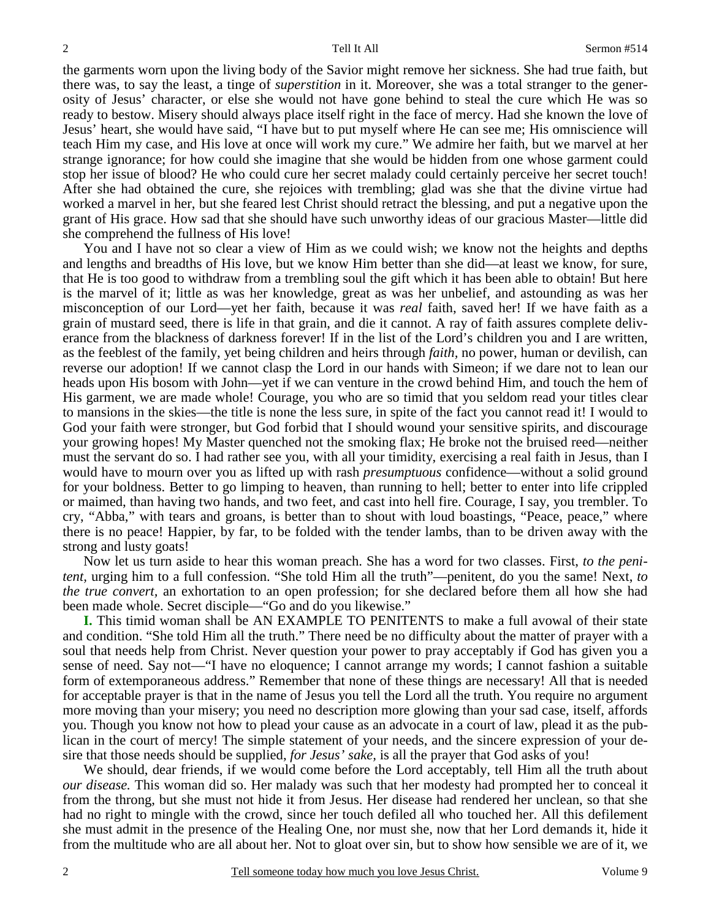the garments worn upon the living body of the Savior might remove her sickness. She had true faith, but there was, to say the least, a tinge of *superstition* in it. Moreover, she was a total stranger to the generosity of Jesus' character, or else she would not have gone behind to steal the cure which He was so ready to bestow. Misery should always place itself right in the face of mercy. Had she known the love of Jesus' heart, she would have said, "I have but to put myself where He can see me; His omniscience will teach Him my case, and His love at once will work my cure." We admire her faith, but we marvel at her strange ignorance; for how could she imagine that she would be hidden from one whose garment could stop her issue of blood? He who could cure her secret malady could certainly perceive her secret touch! After she had obtained the cure, she rejoices with trembling; glad was she that the divine virtue had worked a marvel in her, but she feared lest Christ should retract the blessing, and put a negative upon the grant of His grace. How sad that she should have such unworthy ideas of our gracious Master—little did she comprehend the fullness of His love!

You and I have not so clear a view of Him as we could wish; we know not the heights and depths and lengths and breadths of His love, but we know Him better than she did—at least we know, for sure, that He is too good to withdraw from a trembling soul the gift which it has been able to obtain! But here is the marvel of it; little as was her knowledge, great as was her unbelief, and astounding as was her misconception of our Lord—yet her faith, because it was *real* faith, saved her! If we have faith as a grain of mustard seed, there is life in that grain, and die it cannot. A ray of faith assures complete deliverance from the blackness of darkness forever! If in the list of the Lord's children you and I are written, as the feeblest of the family, yet being children and heirs through *faith*, no power, human or devilish, can reverse our adoption! If we cannot clasp the Lord in our hands with Simeon; if we dare not to lean our heads upon His bosom with John—yet if we can venture in the crowd behind Him, and touch the hem of His garment, we are made whole! Courage, you who are so timid that you seldom read your titles clear to mansions in the skies—the title is none the less sure, in spite of the fact you cannot read it! I would to God your faith were stronger, but God forbid that I should wound your sensitive spirits, and discourage your growing hopes! My Master quenched not the smoking flax; He broke not the bruised reed—neither must the servant do so. I had rather see you, with all your timidity, exercising a real faith in Jesus, than I would have to mourn over you as lifted up with rash *presumptuous* confidence—without a solid ground for your boldness. Better to go limping to heaven, than running to hell; better to enter into life crippled or maimed, than having two hands, and two feet, and cast into hell fire. Courage, I say, you trembler. To cry, "Abba," with tears and groans, is better than to shout with loud boastings, "Peace, peace," where there is no peace! Happier, by far, to be folded with the tender lambs, than to be driven away with the strong and lusty goats!

Now let us turn aside to hear this woman preach. She has a word for two classes. First, *to the penitent,* urging him to a full confession. "She told Him all the truth"—penitent, do you the same! Next, *to the true convert,* an exhortation to an open profession; for she declared before them all how she had been made whole. Secret disciple—"Go and do you likewise."

**I.** This timid woman shall be AN EXAMPLE TO PENITENTS to make a full avowal of their state and condition. "She told Him all the truth." There need be no difficulty about the matter of prayer with a soul that needs help from Christ. Never question your power to pray acceptably if God has given you a sense of need. Say not—"I have no eloquence; I cannot arrange my words; I cannot fashion a suitable form of extemporaneous address." Remember that none of these things are necessary! All that is needed for acceptable prayer is that in the name of Jesus you tell the Lord all the truth. You require no argument more moving than your misery; you need no description more glowing than your sad case, itself, affords you. Though you know not how to plead your cause as an advocate in a court of law, plead it as the publican in the court of mercy! The simple statement of your needs, and the sincere expression of your desire that those needs should be supplied, *for Jesus' sake,* is all the prayer that God asks of you!

We should, dear friends, if we would come before the Lord acceptably, tell Him all the truth about *our disease.* This woman did so. Her malady was such that her modesty had prompted her to conceal it from the throng, but she must not hide it from Jesus. Her disease had rendered her unclean, so that she had no right to mingle with the crowd, since her touch defiled all who touched her. All this defilement she must admit in the presence of the Healing One, nor must she, now that her Lord demands it, hide it from the multitude who are all about her. Not to gloat over sin, but to show how sensible we are of it, we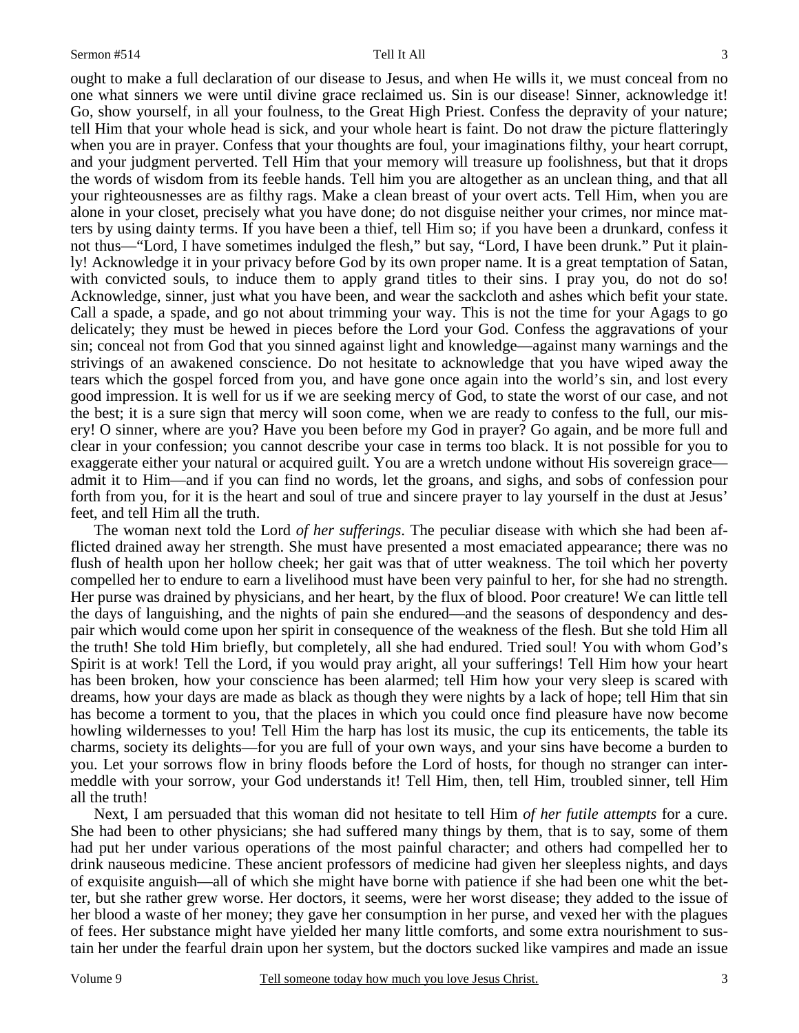ought to make a full declaration of our disease to Jesus, and when He wills it, we must conceal from no one what sinners we were until divine grace reclaimed us. Sin is our disease! Sinner, acknowledge it! Go, show yourself, in all your foulness, to the Great High Priest. Confess the depravity of your nature; tell Him that your whole head is sick, and your whole heart is faint. Do not draw the picture flatteringly when you are in prayer. Confess that your thoughts are foul, your imaginations filthy, your heart corrupt, and your judgment perverted. Tell Him that your memory will treasure up foolishness, but that it drops the words of wisdom from its feeble hands. Tell him you are altogether as an unclean thing, and that all your righteousnesses are as filthy rags. Make a clean breast of your overt acts. Tell Him, when you are alone in your closet, precisely what you have done; do not disguise neither your crimes, nor mince matters by using dainty terms. If you have been a thief, tell Him so; if you have been a drunkard, confess it not thus—"Lord, I have sometimes indulged the flesh," but say, "Lord, I have been drunk." Put it plainly! Acknowledge it in your privacy before God by its own proper name. It is a great temptation of Satan, with convicted souls, to induce them to apply grand titles to their sins. I pray you, do not do so! Acknowledge, sinner, just what you have been, and wear the sackcloth and ashes which befit your state. Call a spade, a spade, and go not about trimming your way. This is not the time for your Agags to go delicately; they must be hewed in pieces before the Lord your God. Confess the aggravations of your sin; conceal not from God that you sinned against light and knowledge—against many warnings and the strivings of an awakened conscience. Do not hesitate to acknowledge that you have wiped away the tears which the gospel forced from you, and have gone once again into the world's sin, and lost every good impression. It is well for us if we are seeking mercy of God, to state the worst of our case, and not the best; it is a sure sign that mercy will soon come, when we are ready to confess to the full, our misery! O sinner, where are you? Have you been before my God in prayer? Go again, and be more full and clear in your confession; you cannot describe your case in terms too black. It is not possible for you to exaggerate either your natural or acquired guilt. You are a wretch undone without His sovereign grace—admit it to Him—and if you can find no words, let the groans, and sighs, and sobs of confession pour forth from you, for it is the heart and soul of true and sincere prayer to lay yourself in the dust at Jesus' feet, and tell Him all the truth.

The woman next told the Lord *of her sufferings*. The peculiar disease with which she had been afflicted drained away her strength. She must have presented a most emaciated appearance; there was no flush of health upon her hollow cheek; her gait was that of utter weakness. The toil which her poverty compelled her to endure to earn a livelihood must have been very painful to her, for she had no strength. Her purse was drained by physicians, and her heart, by the flux of blood. Poor creature! We can little tell the days of languishing, and the nights of pain she endured—and the seasons of despondency and despair which would come upon her spirit in consequence of the weakness of the flesh. But she told Him all the truth! She told Him briefly, but completely, all she had endured. Tried soul! You with whom God's Spirit is at work! Tell the Lord, if you would pray aright, all your sufferings! Tell Him how your heart has been broken, how your conscience has been alarmed; tell Him how your very sleep is scared with dreams, how your days are made as black as though they were nights by a lack of hope; tell Him that sin has become a torment to you, that the places in which you could once find pleasure have now become howling wildernesses to you! Tell Him the harp has lost its music, the cup its enticements, the table its charms, society its delights—for you are full of your own ways, and your sins have become a burden to you. Let your sorrows flow in briny floods before the Lord of hosts, for though no stranger can intermeddle with your sorrow, your God understands it! Tell Him, then, tell Him, troubled sinner, tell Him all the truth!

Next, I am persuaded that this woman did not hesitate to tell Him *of her futile attempts* for a cure. She had been to other physicians; she had suffered many things by them, that is to say, some of them had put her under various operations of the most painful character; and others had compelled her to drink nauseous medicine. These ancient professors of medicine had given her sleepless nights, and days of exquisite anguish—all of which she might have borne with patience if she had been one whit the better, but she rather grew worse. Her doctors, it seems, were her worst disease; they added to the issue of her blood a waste of her money; they gave her consumption in her purse, and vexed her with the plagues of fees. Her substance might have yielded her many little comforts, and some extra nourishment to sustain her under the fearful drain upon her system, but the doctors sucked like vampires and made an issue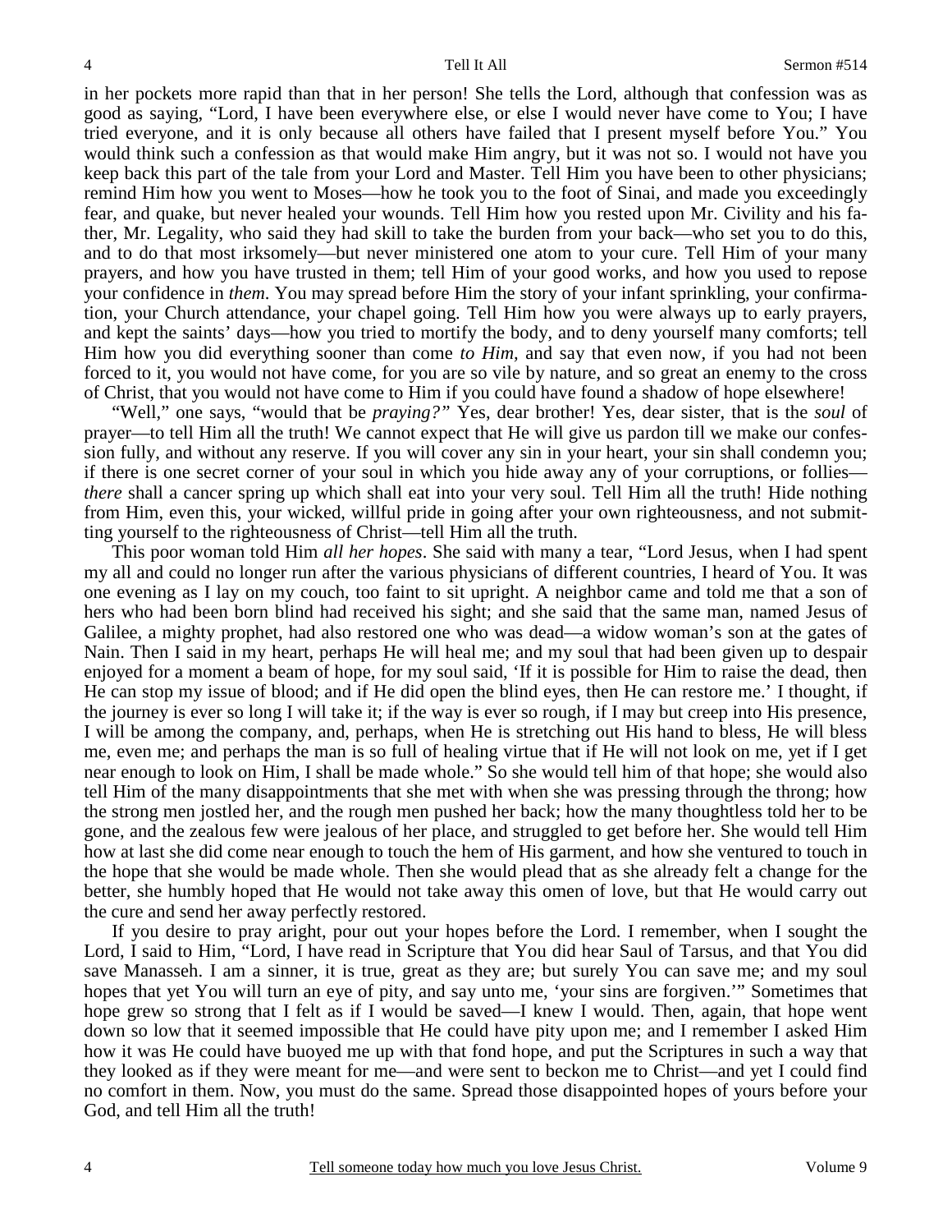in her pockets more rapid than that in her person! She tells the Lord, although that confession was as good as saying, "Lord, I have been everywhere else, or else I would never have come to You; I have tried everyone, and it is only because all others have failed that I present myself before You." You would think such a confession as that would make Him angry, but it was not so. I would not have you keep back this part of the tale from your Lord and Master. Tell Him you have been to other physicians; remind Him how you went to Moses—how he took you to the foot of Sinai, and made you exceedingly fear, and quake, but never healed your wounds. Tell Him how you rested upon Mr. Civility and his father, Mr. Legality, who said they had skill to take the burden from your back—who set you to do this, and to do that most irksomely—but never ministered one atom to your cure. Tell Him of your many prayers, and how you have trusted in them; tell Him of your good works, and how you used to repose your confidence in *them*. You may spread before Him the story of your infant sprinkling, your confirmation, your Church attendance, your chapel going. Tell Him how you were always up to early prayers, and kept the saints' days—how you tried to mortify the body, and to deny yourself many comforts; tell Him how you did everything sooner than come *to Him*, and say that even now, if you had not been forced to it, you would not have come, for you are so vile by nature, and so great an enemy to the cross of Christ, that you would not have come to Him if you could have found a shadow of hope elsewhere!

"Well," one says, "would that be *praying?*" Yes, dear brother! Yes, dear sister, that is the *soul* of prayer—to tell Him all the truth! We cannot expect that He will give us pardon till we make our confession fully, and without any reserve. If you will cover any sin in your heart, your sin shall condemn you; if there is one secret corner of your soul in which you hide away any of your corruptions, or follies—*there* shall a cancer spring up which shall eat into your very soul. Tell Him all the truth! Hide nothing from Him, even this, your wicked, willful pride in going after your own righteousness, and not submitting yourself to the righteousness of Christ—tell Him all the truth.

This poor woman told Him *all her hopes*. She said with many a tear, "Lord Jesus, when I had spent my all and could no longer run after the various physicians of different countries, I heard of You. It was one evening as I lay on my couch, too faint to sit upright. A neighbor came and told me that a son of hers who had been born blind had received his sight; and she said that the same man, named Jesus of Galilee, a mighty prophet, had also restored one who was dead—a widow woman's son at the gates of Nain. Then I said in my heart, perhaps He will heal me; and my soul that had been given up to despair enjoyed for a moment a beam of hope, for my soul said, 'If it is possible for Him to raise the dead, then He can stop my issue of blood; and if He did open the blind eyes, then He can restore me.' I thought, if the journey is ever so long I will take it; if the way is ever so rough, if I may but creep into His presence, I will be among the company, and, perhaps, when He is stretching out His hand to bless, He will bless me, even me; and perhaps the man is so full of healing virtue that if He will not look on me, yet if I get near enough to look on Him, I shall be made whole." So she would tell him of that hope; she would also tell Him of the many disappointments that she met with when she was pressing through the throng; how the strong men jostled her, and the rough men pushed her back; how the many thoughtless told her to be gone, and the zealous few were jealous of her place, and struggled to get before her. She would tell Him how at last she did come near enough to touch the hem of His garment, and how she ventured to touch in the hope that she would be made whole. Then she would plead that as she already felt a change for the better, she humbly hoped that He would not take away this omen of love, but that He would carry out the cure and send her away perfectly restored.

If you desire to pray aright, pour out your hopes before the Lord. I remember, when I sought the Lord, I said to Him, "Lord, I have read in Scripture that You did hear Saul of Tarsus, and that You did save Manasseh. I am a sinner, it is true, great as they are; but surely You can save me; and my soul hopes that yet You will turn an eye of pity, and say unto me, 'your sins are forgiven.'" Sometimes that hope grew so strong that I felt as if I would be saved—I knew I would. Then, again, that hope went down so low that it seemed impossible that He could have pity upon me; and I remember I asked Him how it was He could have buoyed me up with that fond hope, and put the Scriptures in such a way that they looked as if they were meant for me—and were sent to beckon me to Christ—and yet I could find no comfort in them. Now, you must do the same. Spread those disappointed hopes of yours before your God, and tell Him all the truth!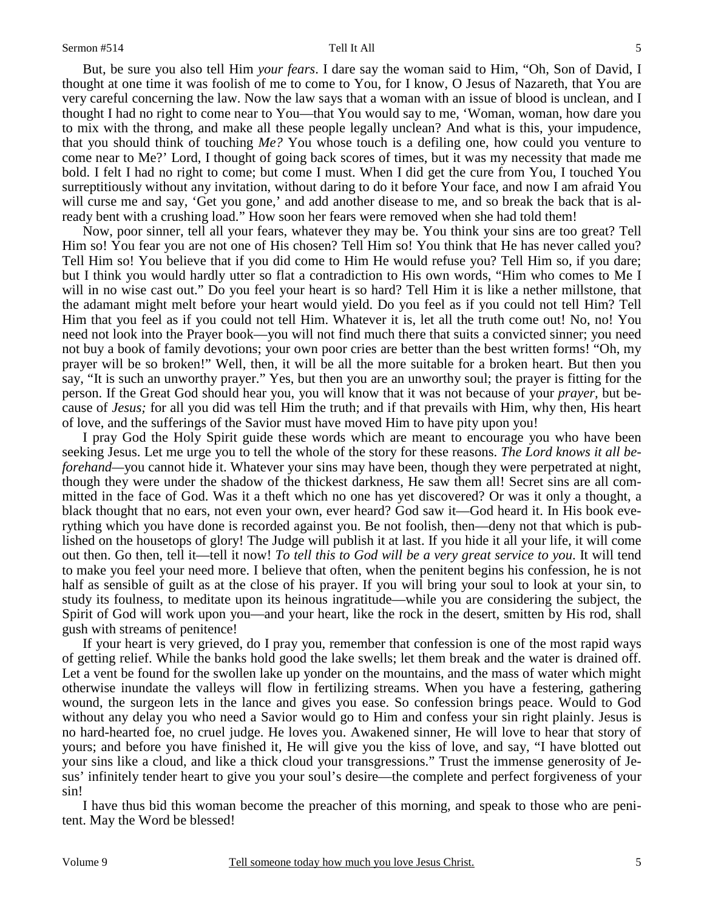But, be sure you also tell Him *your fears*. I dare say the woman said to Him, "Oh, Son of David, I thought at one time it was foolish of me to come to You, for I know, O Jesus of Nazareth, that You are very careful concerning the law. Now the law says that a woman with an issue of blood is unclean, and I thought I had no right to come near to You—that You would say to me, 'Woman, woman, how dare you to mix with the throng, and make all these people legally unclean? And what is this, your impudence, that you should think of touching *Me?* You whose touch is a defiling one, how could you venture to come near to Me?' Lord, I thought of going back scores of times, but it was my necessity that made me bold. I felt I had no right to come; but come I must. When I did get the cure from You, I touched You surreptitiously without any invitation, without daring to do it before Your face, and now I am afraid You will curse me and say, 'Get you gone,' and add another disease to me, and so break the back that is already bent with a crushing load." How soon her fears were removed when she had told them!

Now, poor sinner, tell all your fears, whatever they may be. You think your sins are too great? Tell Him so! You fear you are not one of His chosen? Tell Him so! You think that He has never called you? Tell Him so! You believe that if you did come to Him He would refuse you? Tell Him so, if you dare; but I think you would hardly utter so flat a contradiction to His own words, "Him who comes to Me I will in no wise cast out." Do you feel your heart is so hard? Tell Him it is like a nether millstone, that the adamant might melt before your heart would yield. Do you feel as if you could not tell Him? Tell Him that you feel as if you could not tell Him. Whatever it is, let all the truth come out! No, no! You need not look into the Prayer book—you will not find much there that suits a convicted sinner; you need not buy a book of family devotions; your own poor cries are better than the best written forms! "Oh, my prayer will be so broken!" Well, then, it will be all the more suitable for a broken heart. But then you say, "It is such an unworthy prayer." Yes, but then you are an unworthy soul; the prayer is fitting for the person. If the Great God should hear you, you will know that it was not because of your *prayer,* but because of *Jesus;* for all you did was tell Him the truth; and if that prevails with Him, why then, His heart of love, and the sufferings of the Savior must have moved Him to have pity upon you!

I pray God the Holy Spirit guide these words which are meant to encourage you who have been seeking Jesus. Let me urge you to tell the whole of the story for these reasons. *The Lord knows it all beforehand*—you cannot hide it. Whatever your sins may have been, though they were perpetrated at night, though they were under the shadow of the thickest darkness, He saw them all! Secret sins are all committed in the face of God. Was it a theft which no one has yet discovered? Or was it only a thought, a black thought that no ears, not even your own, ever heard? God saw it—God heard it. In His book everything which you have done is recorded against you. Be not foolish, then—deny not that which is published on the housetops of glory! The Judge will publish it at last. If you hide it all your life, it will come out then. Go then, tell it—tell it now! *To tell this to God will be a very great service to you*. It will tend to make you feel your need more. I believe that often, when the penitent begins his confession, he is not half as sensible of guilt as at the close of his prayer. If you will bring your soul to look at your sin, to study its foulness, to meditate upon its heinous ingratitude—while you are considering the subject, the Spirit of God will work upon you—and your heart, like the rock in the desert, smitten by His rod, shall gush with streams of penitence!

If your heart is very grieved, do I pray you, remember that confession is one of the most rapid ways of getting relief. While the banks hold good the lake swells; let them break and the water is drained off. Let a vent be found for the swollen lake up yonder on the mountains, and the mass of water which might otherwise inundate the valleys will flow in fertilizing streams. When you have a festering, gathering wound, the surgeon lets in the lance and gives you ease. So confession brings peace. Would to God without any delay you who need a Savior would go to Him and confess your sin right plainly. Jesus is no hard-hearted foe, no cruel judge. He loves you. Awakened sinner, He will love to hear that story of yours; and before you have finished it, He will give you the kiss of love, and say, "I have blotted out your sins like a cloud, and like a thick cloud your transgressions." Trust the immense generosity of Jesus' infinitely tender heart to give you your soul's desire—the complete and perfect forgiveness of your sin!

I have thus bid this woman become the preacher of this morning, and speak to those who are penitent. May the Word be blessed!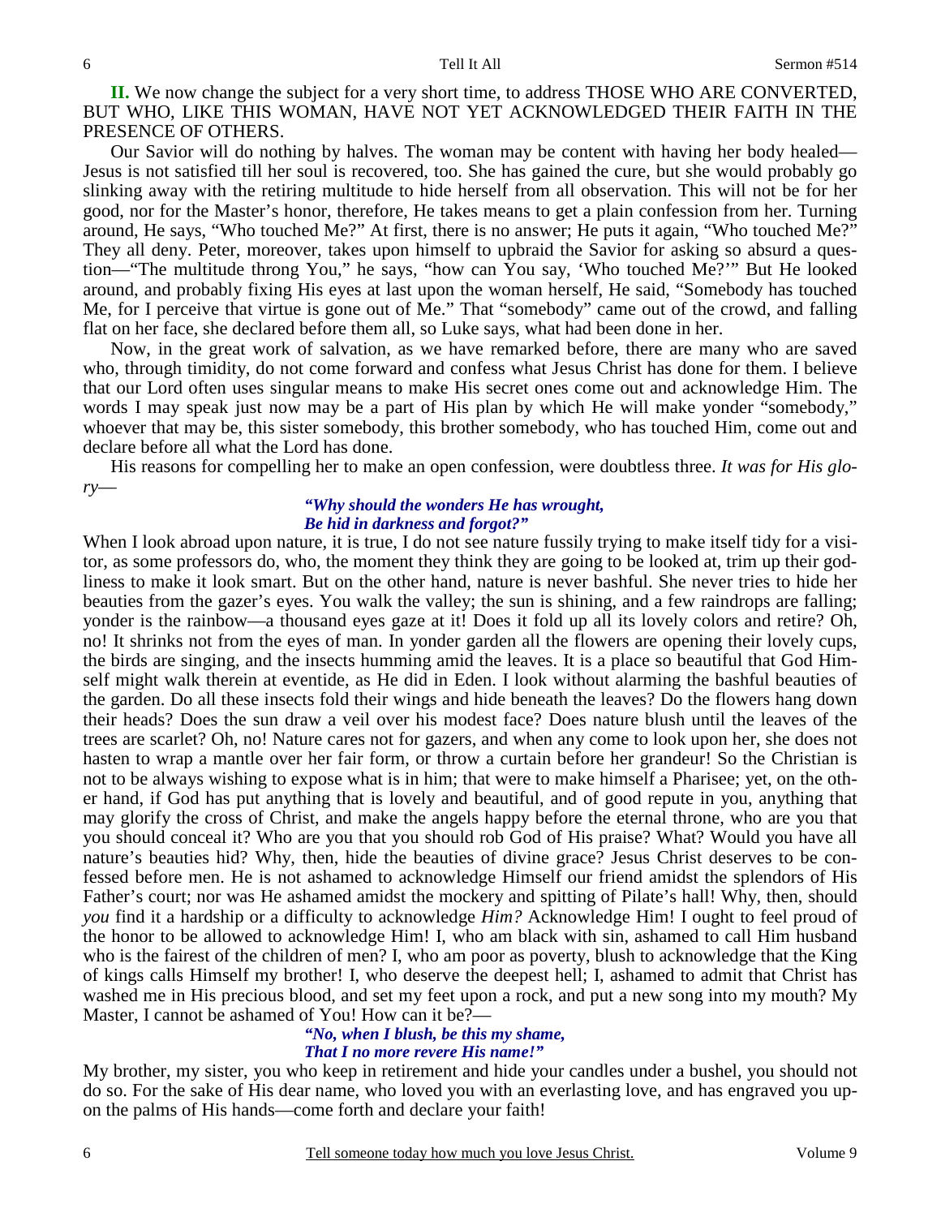**II.** We now change the subject for a very short time, to address THOSE WHO ARE CONVERTED, BUT WHO, LIKE THIS WOMAN, HAVE NOT YET ACKNOWLEDGED THEIR FAITH IN THE PRESENCE OF OTHERS.

Our Savior will do nothing by halves. The woman may be content with having her body healed—Jesus is not satisfied till her soul is recovered, too. She has gained the cure, but she would probably go slinking away with the retiring multitude to hide herself from all observation. This will not be for her good, nor for the Master's honor, therefore, He takes means to get a plain confession from her. Turning around, He says, "Who touched Me?" At first, there is no answer; He puts it again, "Who touched Me?" They all deny. Peter, moreover, takes upon himself to upbraid the Savior for asking so absurd a question—"The multitude throng You," he says, "how can You say, 'Who touched Me?'" But He looked around, and probably fixing His eyes at last upon the woman herself, He said, "Somebody has touched Me, for I perceive that virtue is gone out of Me." That "somebody" came out of the crowd, and falling flat on her face, she declared before them all, so Luke says, what had been done in her.

Now, in the great work of salvation, as we have remarked before, there are many who are saved who, through timidity, do not come forward and confess what Jesus Christ has done for them. I believe that our Lord often uses singular means to make His secret ones come out and acknowledge Him. The words I may speak just now may be a part of His plan by which He will make yonder "somebody," whoever that may be, this sister somebody, this brother somebody, who has touched Him, come out and declare before all what the Lord has done.

His reasons for compelling her to make an open confession, were doubtless three. *It was for His glory*—

> ***"Why should the wonders He has wrought,***
> ***Be hid in darkness and forgot?"***

When I look abroad upon nature, it is true, I do not see nature fussily trying to make itself tidy for a visitor, as some professors do, who, the moment they think they are going to be looked at, trim up their godliness to make it look smart. But on the other hand, nature is never bashful. She never tries to hide her beauties from the gazer's eyes. You walk the valley; the sun is shining, and a few raindrops are falling; yonder is the rainbow—a thousand eyes gaze at it! Does it fold up all its lovely colors and retire? Oh, no! It shrinks not from the eyes of man. In yonder garden all the flowers are opening their lovely cups, the birds are singing, and the insects humming amid the leaves. It is a place so beautiful that God Himself might walk therein at eventide, as He did in Eden. I look without alarming the bashful beauties of the garden. Do all these insects fold their wings and hide beneath the leaves? Do the flowers hang down their heads? Does the sun draw a veil over his modest face? Does nature blush until the leaves of the trees are scarlet? Oh, no! Nature cares not for gazers, and when any come to look upon her, she does not hasten to wrap a mantle over her fair form, or throw a curtain before her grandeur! So the Christian is not to be always wishing to expose what is in him; that were to make himself a Pharisee; yet, on the other hand, if God has put anything that is lovely and beautiful, and of good repute in you, anything that may glorify the cross of Christ, and make the angels happy before the eternal throne, who are you that you should conceal it? Who are you that you should rob God of His praise? What? Would you have all nature's beauties hid? Why, then, hide the beauties of divine grace? Jesus Christ deserves to be confessed before men. He is not ashamed to acknowledge Himself our friend amidst the splendors of His Father's court; nor was He ashamed amidst the mockery and spitting of Pilate's hall! Why, then, should *you* find it a hardship or a difficulty to acknowledge *Him?* Acknowledge Him! I ought to feel proud of the honor to be allowed to acknowledge Him! I, who am black with sin, ashamed to call Him husband who is the fairest of the children of men? I, who am poor as poverty, blush to acknowledge that the King of kings calls Himself my brother! I, who deserve the deepest hell; I, ashamed to admit that Christ has washed me in His precious blood, and set my feet upon a rock, and put a new song into my mouth? My Master, I cannot be ashamed of You! How can it be?—

> ***"No, when I blush, be this my shame,***
> ***That I no more revere His name!"***

My brother, my sister, you who keep in retirement and hide your candles under a bushel, you should not do so. For the sake of His dear name, who loved you with an everlasting love, and has engraved you upon the palms of His hands—come forth and declare your faith!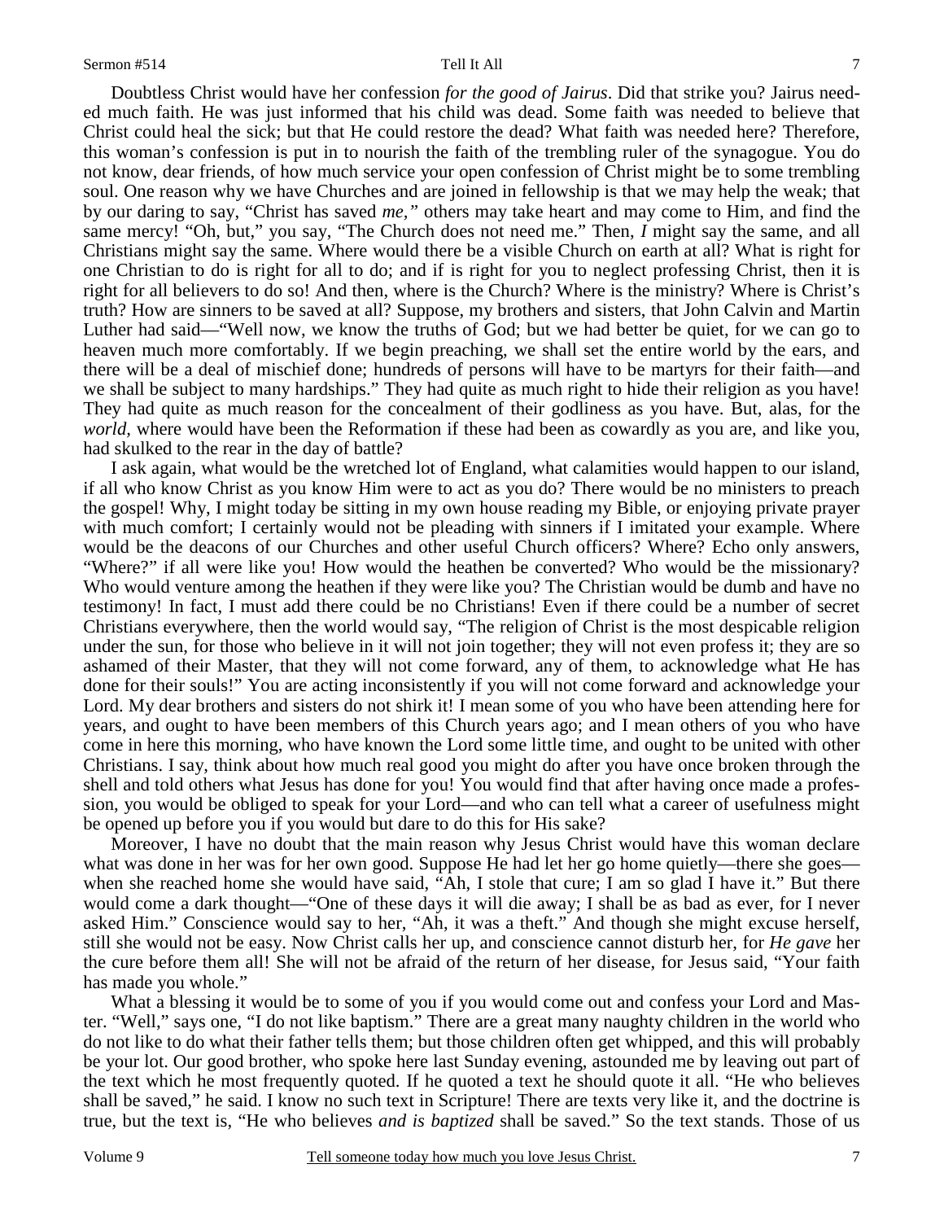Doubtless Christ would have her confession *for the good of Jairus*. Did that strike you? Jairus needed much faith. He was just informed that his child was dead. Some faith was needed to believe that Christ could heal the sick; but that He could restore the dead? What faith was needed here? Therefore, this woman's confession is put in to nourish the faith of the trembling ruler of the synagogue. You do not know, dear friends, of how much service your open confession of Christ might be to some trembling soul. One reason why we have Churches and are joined in fellowship is that we may help the weak; that by our daring to say, "Christ has saved *me,"* others may take heart and may come to Him, and find the same mercy! "Oh, but," you say, "The Church does not need me." Then, *I* might say the same, and all Christians might say the same. Where would there be a visible Church on earth at all? What is right for one Christian to do is right for all to do; and if is right for you to neglect professing Christ, then it is right for all believers to do so! And then, where is the Church? Where is the ministry? Where is Christ's truth? How are sinners to be saved at all? Suppose, my brothers and sisters, that John Calvin and Martin Luther had said—"Well now, we know the truths of God; but we had better be quiet, for we can go to heaven much more comfortably. If we begin preaching, we shall set the entire world by the ears, and there will be a deal of mischief done; hundreds of persons will have to be martyrs for their faith—and we shall be subject to many hardships." They had quite as much right to hide their religion as you have! They had quite as much reason for the concealment of their godliness as you have. But, alas, for the *world*, where would have been the Reformation if these had been as cowardly as you are, and like you, had skulked to the rear in the day of battle?

I ask again, what would be the wretched lot of England, what calamities would happen to our island, if all who know Christ as you know Him were to act as you do? There would be no ministers to preach the gospel! Why, I might today be sitting in my own house reading my Bible, or enjoying private prayer with much comfort; I certainly would not be pleading with sinners if I imitated your example. Where would be the deacons of our Churches and other useful Church officers? Where? Echo only answers, "Where?" if all were like you! How would the heathen be converted? Who would be the missionary? Who would venture among the heathen if they were like you? The Christian would be dumb and have no testimony! In fact, I must add there could be no Christians! Even if there could be a number of secret Christians everywhere, then the world would say, "The religion of Christ is the most despicable religion under the sun, for those who believe in it will not join together; they will not even profess it; they are so ashamed of their Master, that they will not come forward, any of them, to acknowledge what He has done for their souls!" You are acting inconsistently if you will not come forward and acknowledge your Lord. My dear brothers and sisters do not shirk it! I mean some of you who have been attending here for years, and ought to have been members of this Church years ago; and I mean others of you who have come in here this morning, who have known the Lord some little time, and ought to be united with other Christians. I say, think about how much real good you might do after you have once broken through the shell and told others what Jesus has done for you! You would find that after having once made a profession, you would be obliged to speak for your Lord—and who can tell what a career of usefulness might be opened up before you if you would but dare to do this for His sake?

Moreover, I have no doubt that the main reason why Jesus Christ would have this woman declare what was done in her was for her own good. Suppose He had let her go home quietly—there she goes—when she reached home she would have said, "Ah, I stole that cure; I am so glad I have it." But there would come a dark thought—"One of these days it will die away; I shall be as bad as ever, for I never asked Him." Conscience would say to her, "Ah, it was a theft." And though she might excuse herself, still she would not be easy. Now Christ calls her up, and conscience cannot disturb her, for *He gave* her the cure before them all! She will not be afraid of the return of her disease, for Jesus said, "Your faith has made you whole."

What a blessing it would be to some of you if you would come out and confess your Lord and Master. "Well," says one, "I do not like baptism." There are a great many naughty children in the world who do not like to do what their father tells them; but those children often get whipped, and this will probably be your lot. Our good brother, who spoke here last Sunday evening, astounded me by leaving out part of the text which he most frequently quoted. If he quoted a text he should quote it all. "He who believes shall be saved," he said. I know no such text in Scripture! There are texts very like it, and the doctrine is true, but the text is, "He who believes *and is baptized* shall be saved." So the text stands. Those of us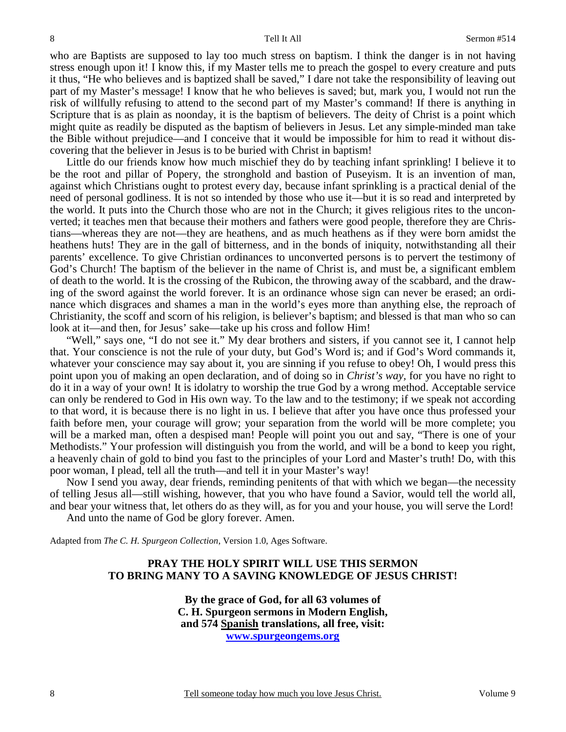who are Baptists are supposed to lay too much stress on baptism. I think the danger is in not having stress enough upon it! I know this, if my Master tells me to preach the gospel to every creature and puts it thus, "He who believes and is baptized shall be saved," I dare not take the responsibility of leaving out part of my Master's message! I know that he who believes is saved; but, mark you, I would not run the risk of willfully refusing to attend to the second part of my Master's command! If there is anything in Scripture that is as plain as noonday, it is the baptism of believers. The deity of Christ is a point which might quite as readily be disputed as the baptism of believers in Jesus. Let any simple-minded man take the Bible without prejudice—and I conceive that it would be impossible for him to read it without discovering that the believer in Jesus is to be buried with Christ in baptism!

Little do our friends know how much mischief they do by teaching infant sprinkling! I believe it to be the root and pillar of Popery, the stronghold and bastion of Puseyism. It is an invention of man, against which Christians ought to protest every day, because infant sprinkling is a practical denial of the need of personal godliness. It is not so intended by those who use it—but it is so read and interpreted by the world. It puts into the Church those who are not in the Church; it gives religious rites to the unconverted; it teaches men that because their mothers and fathers were good people, therefore they are Christians—whereas they are not—they are heathens, and as much heathens as if they were born amidst the heathens huts! They are in the gall of bitterness, and in the bonds of iniquity, notwithstanding all their parents' excellence. To give Christian ordinances to unconverted persons is to pervert the testimony of God's Church! The baptism of the believer in the name of Christ is, and must be, a significant emblem of death to the world. It is the crossing of the Rubicon, the throwing away of the scabbard, and the drawing of the sword against the world forever. It is an ordinance whose sign can never be erased; an ordinance which disgraces and shames a man in the world's eyes more than anything else, the reproach of Christianity, the scoff and scorn of his religion, is believer's baptism; and blessed is that man who so can look at it—and then, for Jesus' sake—take up his cross and follow Him!

"Well," says one, "I do not see it." My dear brothers and sisters, if you cannot see it, I cannot help that. Your conscience is not the rule of your duty, but God's Word is; and if God's Word commands it, whatever your conscience may say about it, you are sinning if you refuse to obey! Oh, I would press this point upon you of making an open declaration, and of doing so in *Christ's way,* for you have no right to do it in a way of your own! It is idolatry to worship the true God by a wrong method. Acceptable service can only be rendered to God in His own way. To the law and to the testimony; if we speak not according to that word, it is because there is no light in us. I believe that after you have once thus professed your faith before men, your courage will grow; your separation from the world will be more complete; you will be a marked man, often a despised man! People will point you out and say, "There is one of your Methodists." Your profession will distinguish you from the world, and will be a bond to keep you right, a heavenly chain of gold to bind you fast to the principles of your Lord and Master's truth! Do, with this poor woman, I plead, tell all the truth—and tell it in your Master's way!

Now I send you away, dear friends, reminding penitents of that with which we began—the necessity of telling Jesus all—still wishing, however, that you who have found a Savior, would tell the world all, and bear your witness that, let others do as they will, as for you and your house, you will serve the Lord!

And unto the name of God be glory forever. Amen.

Adapted from *The C. H. Spurgeon Collection,* Version 1.0, Ages Software.

**PRAY THE HOLY SPIRIT WILL USE THIS SERMON TO BRING MANY TO A SAVING KNOWLEDGE OF JESUS CHRIST!**

**By the grace of God, for all 63 volumes of C. H. Spurgeon sermons in Modern English, and 574 Spanish translations, all free, visit: www.spurgeongems.org**